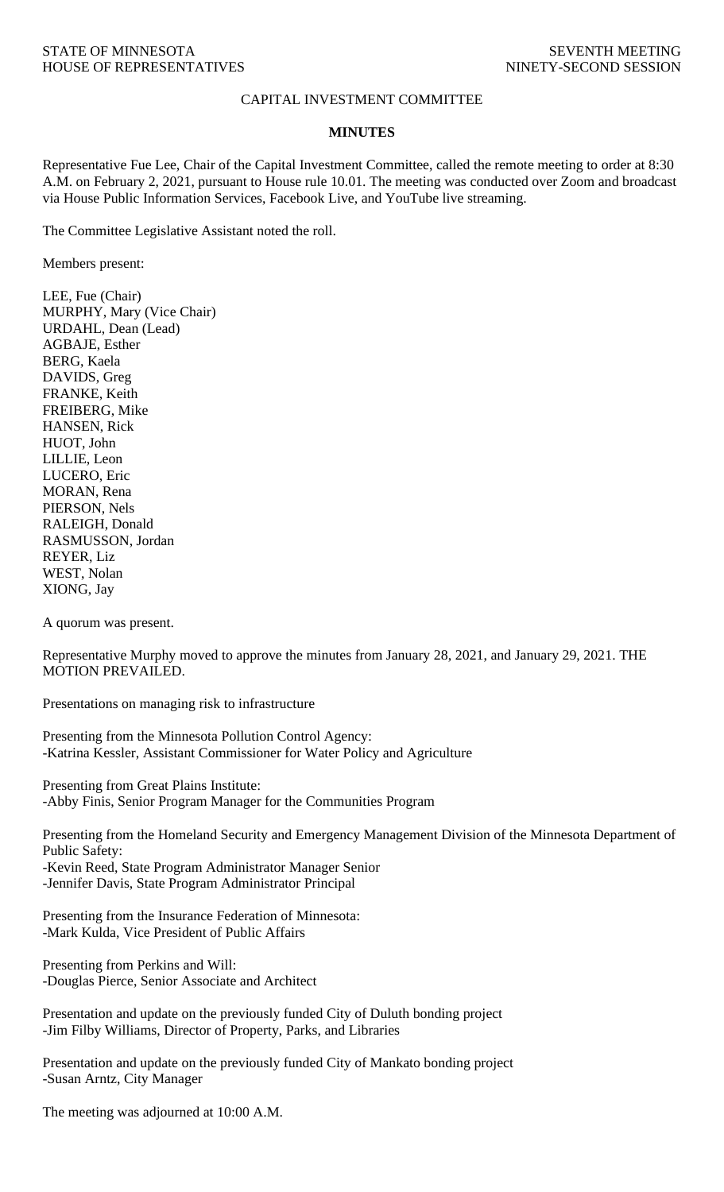STATE OF MINNESOTA
HOUSE OF REPRESENTATIVES

SEVENTH MEETING
NINETY-SECOND SESSION

# CAPITAL INVESTMENT COMMITTEE

## MINUTES

Representative Fue Lee, Chair of the Capital Investment Committee, called the remote meeting to order at 8:30 A.M. on February 2, 2021, pursuant to House rule 10.01. The meeting was conducted over Zoom and broadcast via House Public Information Services, Facebook Live, and YouTube live streaming.

The Committee Legislative Assistant noted the roll.

Members present:

LEE, Fue (Chair)
MURPHY, Mary (Vice Chair)
URDAHL, Dean (Lead)
AGBAJE, Esther
BERG, Kaela
DAVIDS, Greg
FRANKE, Keith
FREIBERG, Mike
HANSEN, Rick
HUOT, John
LILLIE, Leon
LUCERO, Eric
MORAN, Rena
PIERSON, Nels
RALEIGH, Donald
RASMUSSON, Jordan
REYER, Liz
WEST, Nolan
XIONG, Jay

A quorum was present.

Representative Murphy moved to approve the minutes from January 28, 2021, and January 29, 2021. THE MOTION PREVAILED.

Presentations on managing risk to infrastructure

Presenting from the Minnesota Pollution Control Agency:
-Katrina Kessler, Assistant Commissioner for Water Policy and Agriculture

Presenting from Great Plains Institute:
-Abby Finis, Senior Program Manager for the Communities Program

Presenting from the Homeland Security and Emergency Management Division of the Minnesota Department of Public Safety:
-Kevin Reed, State Program Administrator Manager Senior
-Jennifer Davis, State Program Administrator Principal

Presenting from the Insurance Federation of Minnesota:
-Mark Kulda, Vice President of Public Affairs

Presenting from Perkins and Will:
-Douglas Pierce, Senior Associate and Architect

Presentation and update on the previously funded City of Duluth bonding project
-Jim Filby Williams, Director of Property, Parks, and Libraries

Presentation and update on the previously funded City of Mankato bonding project
-Susan Arntz, City Manager

The meeting was adjourned at 10:00 A.M.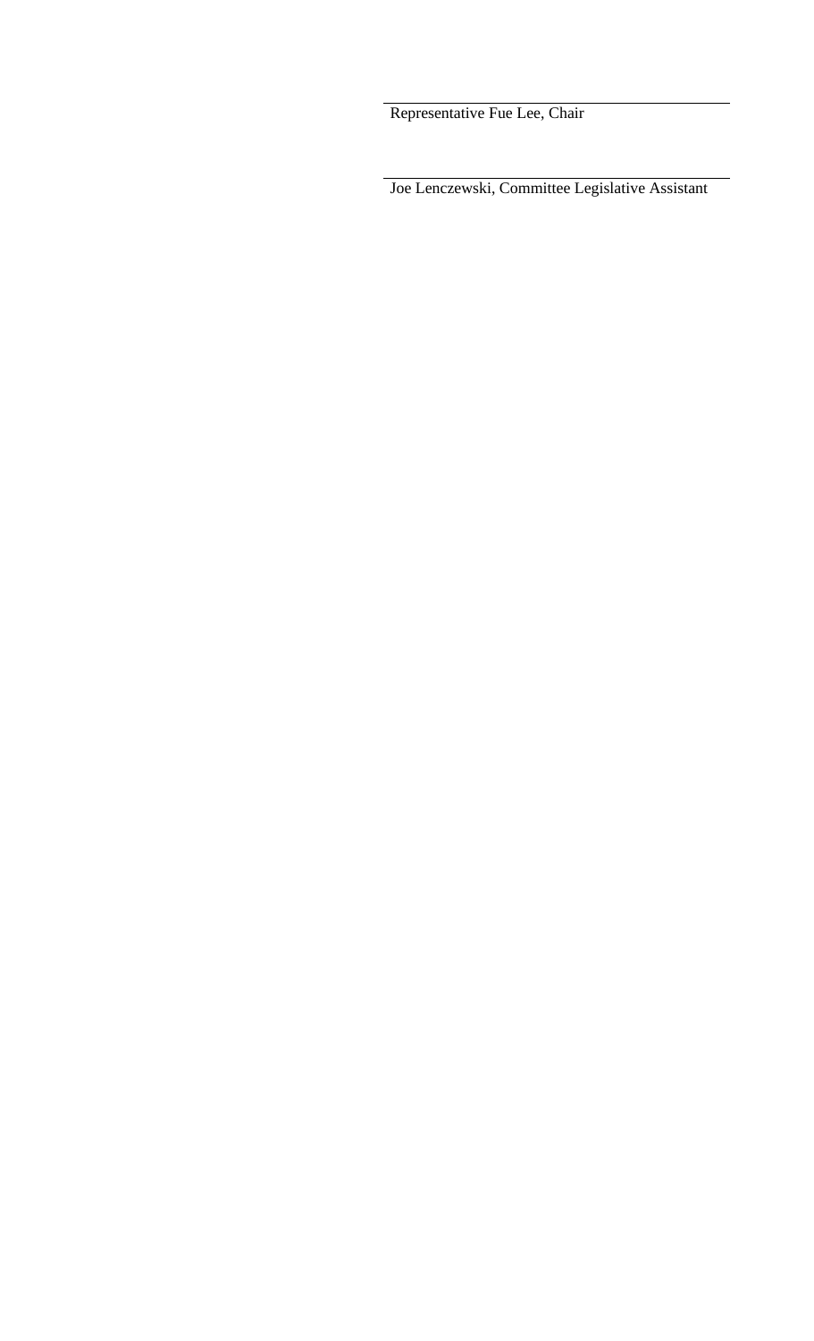\_\_\_\_\_\_\_\_\_\_\_\_\_\_\_\_\_\_\_\_\_\_\_\_\_\_\_\_\_\_\_\_\_\_\_\_\_\_\_\_

Representative Fue Lee, Chair

\_\_\_\_\_\_\_\_\_\_\_\_\_\_\_\_\_\_\_\_\_\_\_\_\_\_\_\_\_\_\_\_\_\_\_\_\_\_\_\_

Joe Lenczewski, Committee Legislative Assistant